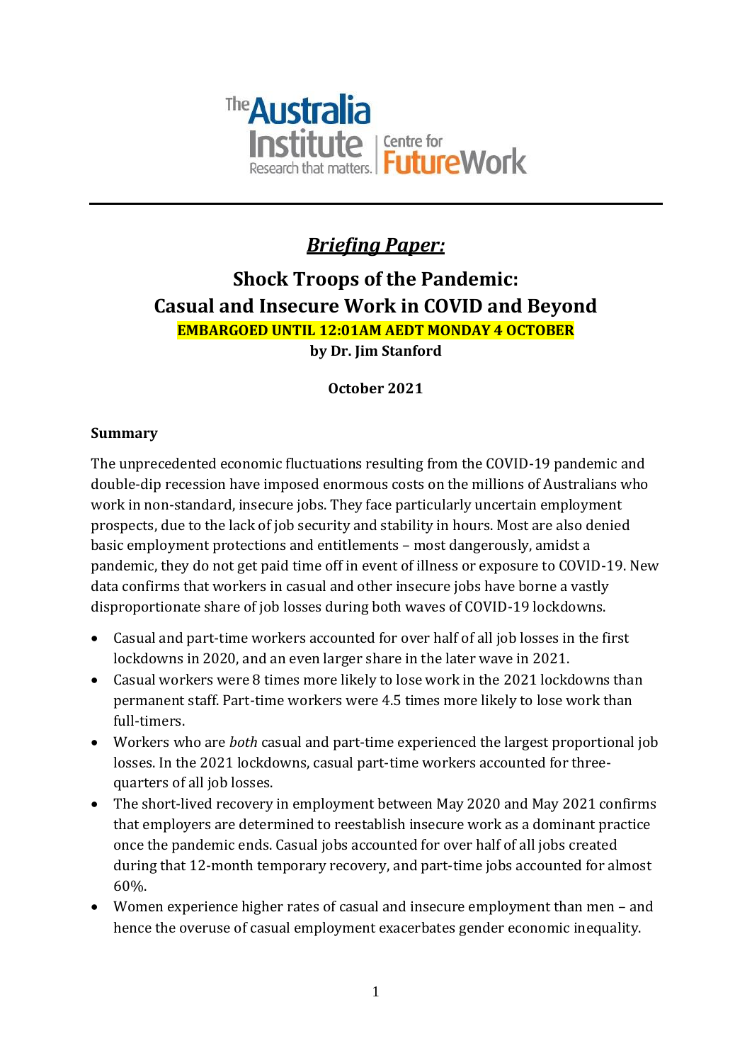The Australia Institute — Research that matters. | Centre for Future Work

***Briefing Paper:***

# Shock Troops of the Pandemic: Casual and Insecure Work in COVID and Beyond

**EMBARGOED UNTIL 12:01AM AEDT MONDAY 4 OCTOBER**

**by Dr. Jim Stanford**

**October 2021**

## Summary

The unprecedented economic fluctuations resulting from the COVID-19 pandemic and double-dip recession have imposed enormous costs on the millions of Australians who work in non-standard, insecure jobs. They face particularly uncertain employment prospects, due to the lack of job security and stability in hours. Most are also denied basic employment protections and entitlements – most dangerously, amidst a pandemic, they do not get paid time off in event of illness or exposure to COVID-19. New data confirms that workers in casual and other insecure jobs have borne a vastly disproportionate share of job losses during both waves of COVID-19 lockdowns.

- Casual and part-time workers accounted for over half of all job losses in the first lockdowns in 2020, and an even larger share in the later wave in 2021.
- Casual workers were 8 times more likely to lose work in the 2021 lockdowns than permanent staff. Part-time workers were 4.5 times more likely to lose work than full-timers.
- Workers who are *both* casual and part-time experienced the largest proportional job losses. In the 2021 lockdowns, casual part-time workers accounted for three-quarters of all job losses.
- The short-lived recovery in employment between May 2020 and May 2021 confirms that employers are determined to reestablish insecure work as a dominant practice once the pandemic ends. Casual jobs accounted for over half of all jobs created during that 12-month temporary recovery, and part-time jobs accounted for almost 60%.
- Women experience higher rates of casual and insecure employment than men – and hence the overuse of casual employment exacerbates gender economic inequality.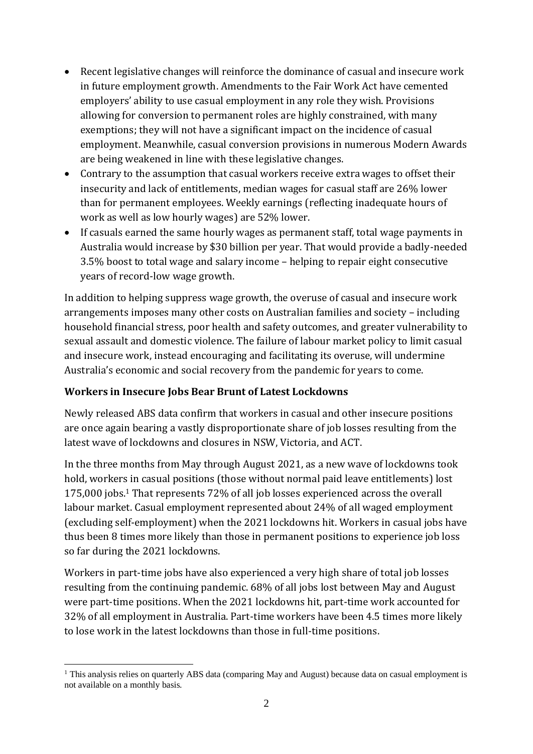- Recent legislative changes will reinforce the dominance of casual and insecure work in future employment growth. Amendments to the Fair Work Act have cemented employers' ability to use casual employment in any role they wish. Provisions allowing for conversion to permanent roles are highly constrained, with many exemptions; they will not have a significant impact on the incidence of casual employment. Meanwhile, casual conversion provisions in numerous Modern Awards are being weakened in line with these legislative changes.
- Contrary to the assumption that casual workers receive extra wages to offset their insecurity and lack of entitlements, median wages for casual staff are 26% lower than for permanent employees. Weekly earnings (reflecting inadequate hours of work as well as low hourly wages) are 52% lower.
- If casuals earned the same hourly wages as permanent staff, total wage payments in Australia would increase by $30 billion per year. That would provide a badly-needed 3.5% boost to total wage and salary income – helping to repair eight consecutive years of record-low wage growth.

In addition to helping suppress wage growth, the overuse of casual and insecure work arrangements imposes many other costs on Australian families and society – including household financial stress, poor health and safety outcomes, and greater vulnerability to sexual assault and domestic violence. The failure of labour market policy to limit casual and insecure work, instead encouraging and facilitating its overuse, will undermine Australia's economic and social recovery from the pandemic for years to come.

**Workers in Insecure Jobs Bear Brunt of Latest Lockdowns**

Newly released ABS data confirm that workers in casual and other insecure positions are once again bearing a vastly disproportionate share of job losses resulting from the latest wave of lockdowns and closures in NSW, Victoria, and ACT.

In the three months from May through August 2021, as a new wave of lockdowns took hold, workers in casual positions (those without normal paid leave entitlements) lost 175,000 jobs.[1] That represents 72% of all job losses experienced across the overall labour market. Casual employment represented about 24% of all waged employment (excluding self-employment) when the 2021 lockdowns hit. Workers in casual jobs have thus been 8 times more likely than those in permanent positions to experience job loss so far during the 2021 lockdowns.

Workers in part-time jobs have also experienced a very high share of total job losses resulting from the continuing pandemic. 68% of all jobs lost between May and August were part-time positions. When the 2021 lockdowns hit, part-time work accounted for 32% of all employment in Australia. Part-time workers have been 4.5 times more likely to lose work in the latest lockdowns than those in full-time positions.

[1] This analysis relies on quarterly ABS data (comparing May and August) because data on casual employment is not available on a monthly basis.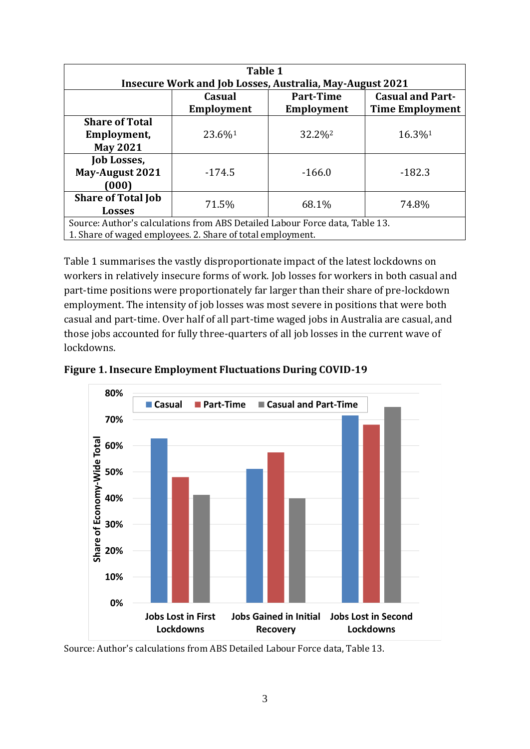| Table 1<br>Insecure Work and Job Losses, Australia, May-August 2021 | | | |
|---|---|---|---|
| | **Casual Employment** | **Part-Time Employment** | **Casual and Part-Time Employment** |
| **Share of Total Employment, May 2021** | 23.6%[1] | 32.2%[2] | 16.3%[1] |
| **Job Losses, May-August 2021 (000)** | -174.5 | -166.0 | -182.3 |
| **Share of Total Job Losses** | 71.5% | 68.1% | 74.8% |

Source: Author's calculations from ABS Detailed Labour Force data, Table 13.
1. Share of waged employees. 2. Share of total employment.

Table 1 summarises the vastly disproportionate impact of the latest lockdowns on workers in relatively insecure forms of work. Job losses for workers in both casual and part-time positions were proportionately far larger than their share of pre-lockdown employment. The intensity of job losses was most severe in positions that were both casual and part-time. Over half of all part-time waged jobs in Australia are casual, and those jobs accounted for fully three-quarters of all job losses in the current wave of lockdowns.

**Figure 1. Insecure Employment Fluctuations During COVID-19**

Source: Author's calculations from ABS Detailed Labour Force data, Table 13.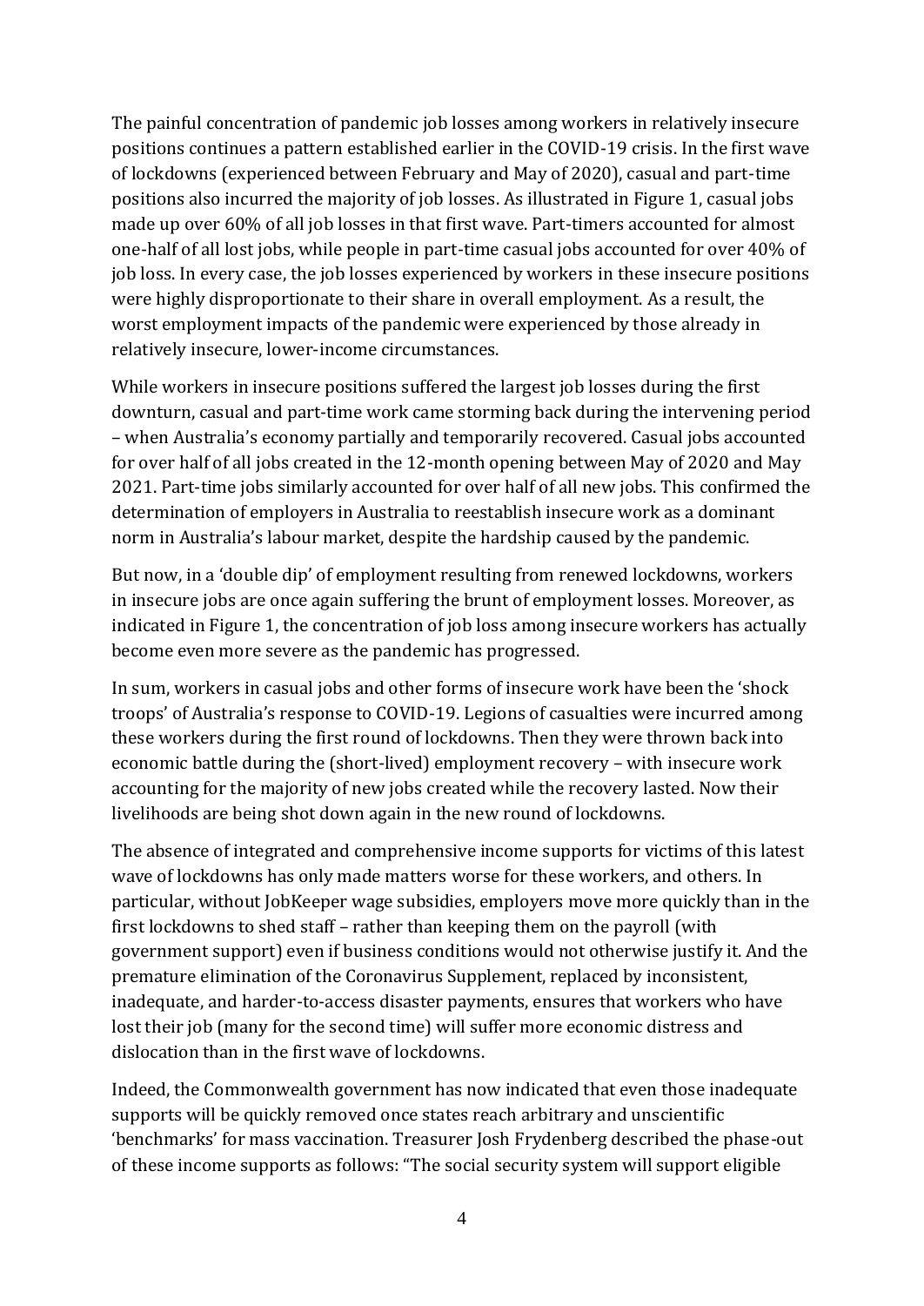The painful concentration of pandemic job losses among workers in relatively insecure positions continues a pattern established earlier in the COVID-19 crisis. In the first wave of lockdowns (experienced between February and May of 2020), casual and part-time positions also incurred the majority of job losses. As illustrated in Figure 1, casual jobs made up over 60% of all job losses in that first wave. Part-timers accounted for almost one-half of all lost jobs, while people in part-time casual jobs accounted for over 40% of job loss. In every case, the job losses experienced by workers in these insecure positions were highly disproportionate to their share in overall employment. As a result, the worst employment impacts of the pandemic were experienced by those already in relatively insecure, lower-income circumstances.

While workers in insecure positions suffered the largest job losses during the first downturn, casual and part-time work came storming back during the intervening period – when Australia's economy partially and temporarily recovered. Casual jobs accounted for over half of all jobs created in the 12-month opening between May of 2020 and May 2021. Part-time jobs similarly accounted for over half of all new jobs. This confirmed the determination of employers in Australia to reestablish insecure work as a dominant norm in Australia's labour market, despite the hardship caused by the pandemic.

But now, in a 'double dip' of employment resulting from renewed lockdowns, workers in insecure jobs are once again suffering the brunt of employment losses. Moreover, as indicated in Figure 1, the concentration of job loss among insecure workers has actually become even more severe as the pandemic has progressed.

In sum, workers in casual jobs and other forms of insecure work have been the 'shock troops' of Australia's response to COVID-19. Legions of casualties were incurred among these workers during the first round of lockdowns. Then they were thrown back into economic battle during the (short-lived) employment recovery – with insecure work accounting for the majority of new jobs created while the recovery lasted. Now their livelihoods are being shot down again in the new round of lockdowns.

The absence of integrated and comprehensive income supports for victims of this latest wave of lockdowns has only made matters worse for these workers, and others. In particular, without JobKeeper wage subsidies, employers move more quickly than in the first lockdowns to shed staff – rather than keeping them on the payroll (with government support) even if business conditions would not otherwise justify it. And the premature elimination of the Coronavirus Supplement, replaced by inconsistent, inadequate, and harder-to-access disaster payments, ensures that workers who have lost their job (many for the second time) will suffer more economic distress and dislocation than in the first wave of lockdowns.

Indeed, the Commonwealth government has now indicated that even those inadequate supports will be quickly removed once states reach arbitrary and unscientific 'benchmarks' for mass vaccination. Treasurer Josh Frydenberg described the phase-out of these income supports as follows: "The social security system will support eligible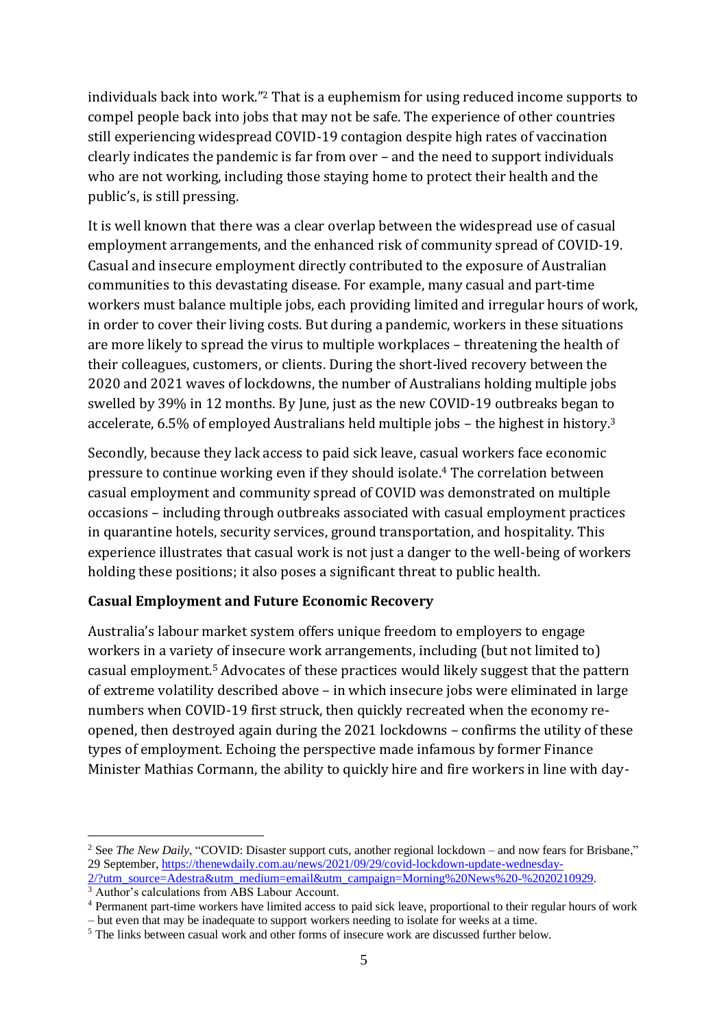individuals back into work."[2] That is a euphemism for using reduced income supports to compel people back into jobs that may not be safe. The experience of other countries still experiencing widespread COVID-19 contagion despite high rates of vaccination clearly indicates the pandemic is far from over – and the need to support individuals who are not working, including those staying home to protect their health and the public's, is still pressing.

It is well known that there was a clear overlap between the widespread use of casual employment arrangements, and the enhanced risk of community spread of COVID-19. Casual and insecure employment directly contributed to the exposure of Australian communities to this devastating disease. For example, many casual and part-time workers must balance multiple jobs, each providing limited and irregular hours of work, in order to cover their living costs. But during a pandemic, workers in these situations are more likely to spread the virus to multiple workplaces – threatening the health of their colleagues, customers, or clients. During the short-lived recovery between the 2020 and 2021 waves of lockdowns, the number of Australians holding multiple jobs swelled by 39% in 12 months. By June, just as the new COVID-19 outbreaks began to accelerate, 6.5% of employed Australians held multiple jobs – the highest in history.[3]

Secondly, because they lack access to paid sick leave, casual workers face economic pressure to continue working even if they should isolate.[4] The correlation between casual employment and community spread of COVID was demonstrated on multiple occasions – including through outbreaks associated with casual employment practices in quarantine hotels, security services, ground transportation, and hospitality. This experience illustrates that casual work is not just a danger to the well-being of workers holding these positions; it also poses a significant threat to public health.

**Casual Employment and Future Economic Recovery**

Australia's labour market system offers unique freedom to employers to engage workers in a variety of insecure work arrangements, including (but not limited to) casual employment.[5] Advocates of these practices would likely suggest that the pattern of extreme volatility described above – in which insecure jobs were eliminated in large numbers when COVID-19 first struck, then quickly recreated when the economy re-opened, then destroyed again during the 2021 lockdowns – confirms the utility of these types of employment. Echoing the perspective made infamous by former Finance Minister Mathias Cormann, the ability to quickly hire and fire workers in line with day-

---

[2] See *The New Daily*, "COVID: Disaster support cuts, another regional lockdown – and now fears for Brisbane," 29 September, https://thenewdaily.com.au/news/2021/09/29/covid-lockdown-update-wednesday-2/?utm_source=Adestra&utm_medium=email&utm_campaign=Morning%20News%20-%2020210929.

[3] Author's calculations from ABS Labour Account.

[4] Permanent part-time workers have limited access to paid sick leave, proportional to their regular hours of work – but even that may be inadequate to support workers needing to isolate for weeks at a time.

[5] The links between casual work and other forms of insecure work are discussed further below.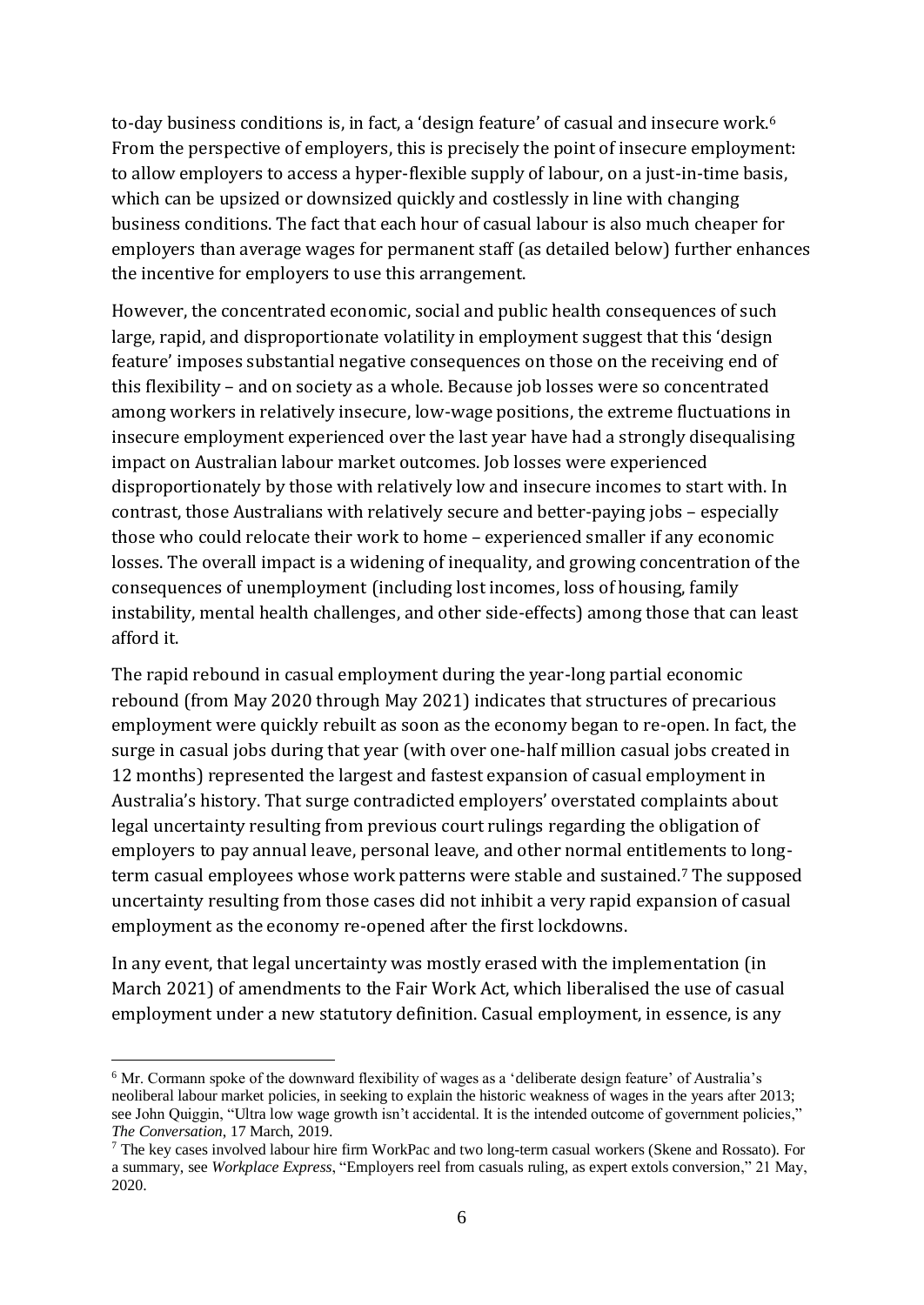to-day business conditions is, in fact, a 'design feature' of casual and insecure work.[6] From the perspective of employers, this is precisely the point of insecure employment: to allow employers to access a hyper-flexible supply of labour, on a just-in-time basis, which can be upsized or downsized quickly and costlessly in line with changing business conditions. The fact that each hour of casual labour is also much cheaper for employers than average wages for permanent staff (as detailed below) further enhances the incentive for employers to use this arrangement.

However, the concentrated economic, social and public health consequences of such large, rapid, and disproportionate volatility in employment suggest that this 'design feature' imposes substantial negative consequences on those on the receiving end of this flexibility – and on society as a whole. Because job losses were so concentrated among workers in relatively insecure, low-wage positions, the extreme fluctuations in insecure employment experienced over the last year have had a strongly disequalising impact on Australian labour market outcomes. Job losses were experienced disproportionately by those with relatively low and insecure incomes to start with. In contrast, those Australians with relatively secure and better-paying jobs – especially those who could relocate their work to home – experienced smaller if any economic losses. The overall impact is a widening of inequality, and growing concentration of the consequences of unemployment (including lost incomes, loss of housing, family instability, mental health challenges, and other side-effects) among those that can least afford it.

The rapid rebound in casual employment during the year-long partial economic rebound (from May 2020 through May 2021) indicates that structures of precarious employment were quickly rebuilt as soon as the economy began to re-open. In fact, the surge in casual jobs during that year (with over one-half million casual jobs created in 12 months) represented the largest and fastest expansion of casual employment in Australia's history. That surge contradicted employers' overstated complaints about legal uncertainty resulting from previous court rulings regarding the obligation of employers to pay annual leave, personal leave, and other normal entitlements to long-term casual employees whose work patterns were stable and sustained.[7] The supposed uncertainty resulting from those cases did not inhibit a very rapid expansion of casual employment as the economy re-opened after the first lockdowns.

In any event, that legal uncertainty was mostly erased with the implementation (in March 2021) of amendments to the Fair Work Act, which liberalised the use of casual employment under a new statutory definition. Casual employment, in essence, is any

---

[6] Mr. Cormann spoke of the downward flexibility of wages as a 'deliberate design feature' of Australia's neoliberal labour market policies, in seeking to explain the historic weakness of wages in the years after 2013; see John Quiggin, "Ultra low wage growth isn't accidental. It is the intended outcome of government policies," *The Conversation*, 17 March, 2019.

[7] The key cases involved labour hire firm WorkPac and two long-term casual workers (Skene and Rossato). For a summary, see *Workplace Express*, "Employers reel from casuals ruling, as expert extols conversion," 21 May, 2020.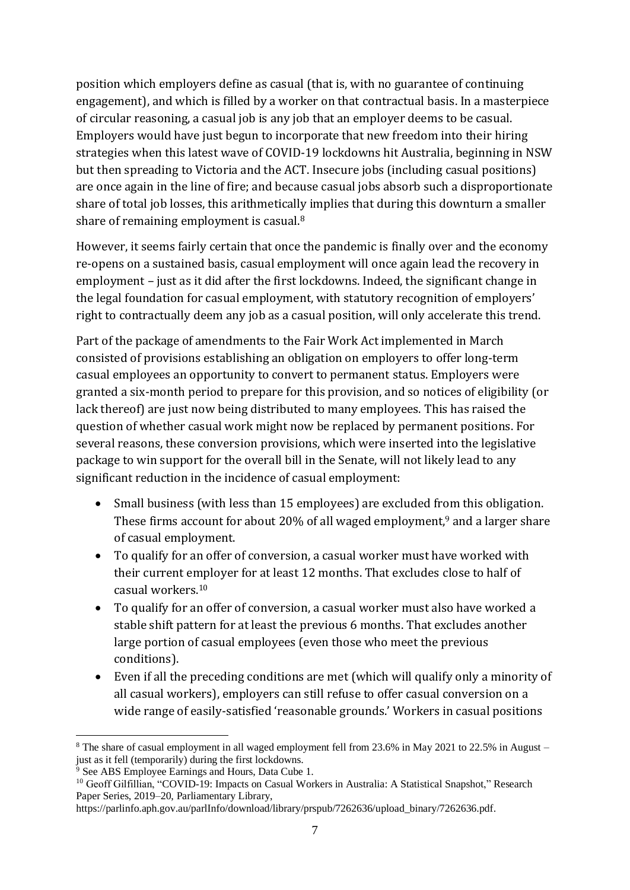position which employers define as casual (that is, with no guarantee of continuing engagement), and which is filled by a worker on that contractual basis. In a masterpiece of circular reasoning, a casual job is any job that an employer deems to be casual. Employers would have just begun to incorporate that new freedom into their hiring strategies when this latest wave of COVID-19 lockdowns hit Australia, beginning in NSW but then spreading to Victoria and the ACT. Insecure jobs (including casual positions) are once again in the line of fire; and because casual jobs absorb such a disproportionate share of total job losses, this arithmetically implies that during this downturn a smaller share of remaining employment is casual.[8]

However, it seems fairly certain that once the pandemic is finally over and the economy re-opens on a sustained basis, casual employment will once again lead the recovery in employment – just as it did after the first lockdowns. Indeed, the significant change in the legal foundation for casual employment, with statutory recognition of employers' right to contractually deem any job as a casual position, will only accelerate this trend.

Part of the package of amendments to the Fair Work Act implemented in March consisted of provisions establishing an obligation on employers to offer long-term casual employees an opportunity to convert to permanent status. Employers were granted a six-month period to prepare for this provision, and so notices of eligibility (or lack thereof) are just now being distributed to many employees. This has raised the question of whether casual work might now be replaced by permanent positions. For several reasons, these conversion provisions, which were inserted into the legislative package to win support for the overall bill in the Senate, will not likely lead to any significant reduction in the incidence of casual employment:

- Small business (with less than 15 employees) are excluded from this obligation. These firms account for about 20% of all waged employment,[9] and a larger share of casual employment.
- To qualify for an offer of conversion, a casual worker must have worked with their current employer for at least 12 months. That excludes close to half of casual workers.[10]
- To qualify for an offer of conversion, a casual worker must also have worked a stable shift pattern for at least the previous 6 months. That excludes another large portion of casual employees (even those who meet the previous conditions).
- Even if all the preceding conditions are met (which will qualify only a minority of all casual workers), employers can still refuse to offer casual conversion on a wide range of easily-satisfied 'reasonable grounds.' Workers in casual positions

---

[8] The share of casual employment in all waged employment fell from 23.6% in May 2021 to 22.5% in August – just as it fell (temporarily) during the first lockdowns.

[9] See ABS Employee Earnings and Hours, Data Cube 1.

[10] Geoff Gilfillian, "COVID-19: Impacts on Casual Workers in Australia: A Statistical Snapshot," Research Paper Series, 2019–20, Parliamentary Library, https://parlinfo.aph.gov.au/parlInfo/download/library/prspub/7262636/upload_binary/7262636.pdf.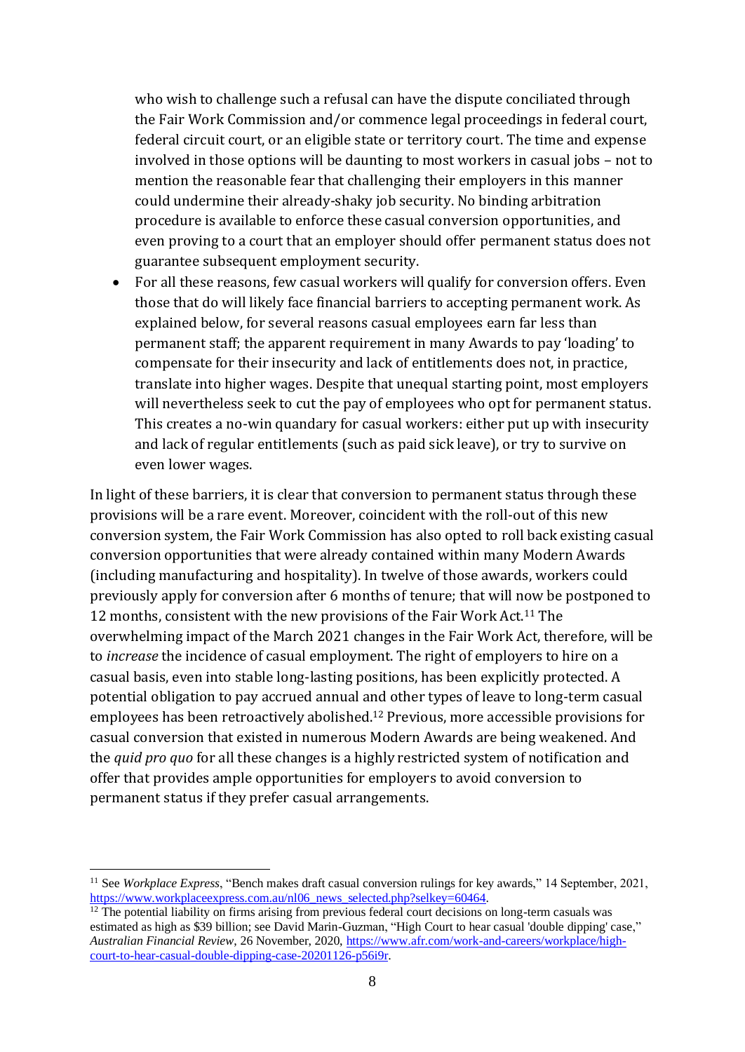who wish to challenge such a refusal can have the dispute conciliated through the Fair Work Commission and/or commence legal proceedings in federal court, federal circuit court, or an eligible state or territory court. The time and expense involved in those options will be daunting to most workers in casual jobs – not to mention the reasonable fear that challenging their employers in this manner could undermine their already-shaky job security. No binding arbitration procedure is available to enforce these casual conversion opportunities, and even proving to a court that an employer should offer permanent status does not guarantee subsequent employment security.

- For all these reasons, few casual workers will qualify for conversion offers. Even those that do will likely face financial barriers to accepting permanent work. As explained below, for several reasons casual employees earn far less than permanent staff; the apparent requirement in many Awards to pay 'loading' to compensate for their insecurity and lack of entitlements does not, in practice, translate into higher wages. Despite that unequal starting point, most employers will nevertheless seek to cut the pay of employees who opt for permanent status. This creates a no-win quandary for casual workers: either put up with insecurity and lack of regular entitlements (such as paid sick leave), or try to survive on even lower wages.

In light of these barriers, it is clear that conversion to permanent status through these provisions will be a rare event. Moreover, coincident with the roll-out of this new conversion system, the Fair Work Commission has also opted to roll back existing casual conversion opportunities that were already contained within many Modern Awards (including manufacturing and hospitality). In twelve of those awards, workers could previously apply for conversion after 6 months of tenure; that will now be postponed to 12 months, consistent with the new provisions of the Fair Work Act.[11] The overwhelming impact of the March 2021 changes in the Fair Work Act, therefore, will be to *increase* the incidence of casual employment. The right of employers to hire on a casual basis, even into stable long-lasting positions, has been explicitly protected. A potential obligation to pay accrued annual and other types of leave to long-term casual employees has been retroactively abolished.[12] Previous, more accessible provisions for casual conversion that existed in numerous Modern Awards are being weakened. And the *quid pro quo* for all these changes is a highly restricted system of notification and offer that provides ample opportunities for employers to avoid conversion to permanent status if they prefer casual arrangements.

---

[11] See *Workplace Express*, "Bench makes draft casual conversion rulings for key awards," 14 September, 2021, https://www.workplaceexpress.com.au/nl06_news_selected.php?selkey=60464.

[12] The potential liability on firms arising from previous federal court decisions on long-term casuals was estimated as high as $39 billion; see David Marin-Guzman, "High Court to hear casual 'double dipping' case," *Australian Financial Review*, 26 November, 2020, https://www.afr.com/work-and-careers/workplace/high-court-to-hear-casual-double-dipping-case-20201126-p56i9r.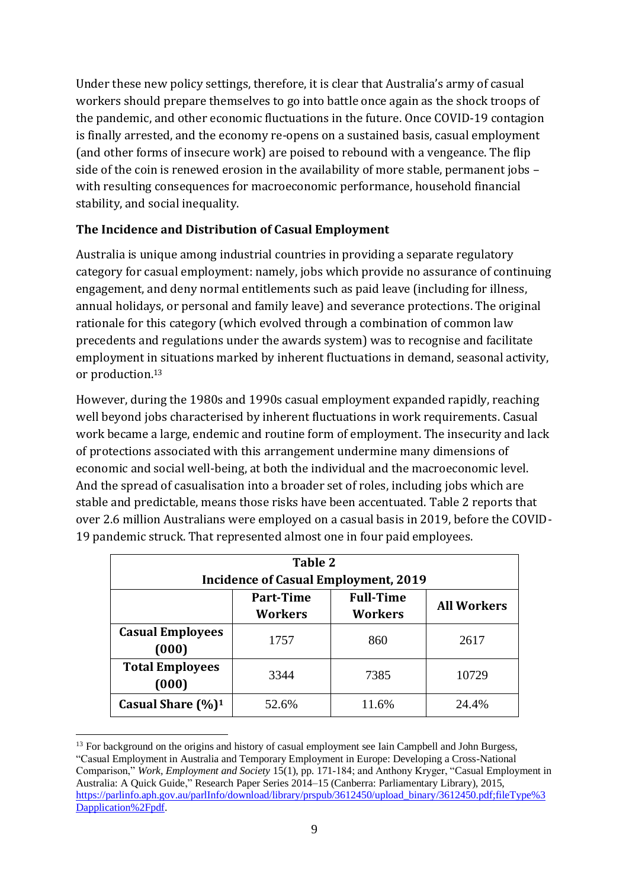Under these new policy settings, therefore, it is clear that Australia's army of casual workers should prepare themselves to go into battle once again as the shock troops of the pandemic, and other economic fluctuations in the future. Once COVID-19 contagion is finally arrested, and the economy re-opens on a sustained basis, casual employment (and other forms of insecure work) are poised to rebound with a vengeance. The flip side of the coin is renewed erosion in the availability of more stable, permanent jobs – with resulting consequences for macroeconomic performance, household financial stability, and social inequality.

## The Incidence and Distribution of Casual Employment

Australia is unique among industrial countries in providing a separate regulatory category for casual employment: namely, jobs which provide no assurance of continuing engagement, and deny normal entitlements such as paid leave (including for illness, annual holidays, or personal and family leave) and severance protections. The original rationale for this category (which evolved through a combination of common law precedents and regulations under the awards system) was to recognise and facilitate employment in situations marked by inherent fluctuations in demand, seasonal activity, or production.[13]

However, during the 1980s and 1990s casual employment expanded rapidly, reaching well beyond jobs characterised by inherent fluctuations in work requirements. Casual work became a large, endemic and routine form of employment. The insecurity and lack of protections associated with this arrangement undermine many dimensions of economic and social well-being, at both the individual and the macroeconomic level. And the spread of casualisation into a broader set of roles, including jobs which are stable and predictable, means those risks have been accentuated. Table 2 reports that over 2.6 million Australians were employed on a casual basis in 2019, before the COVID-19 pandemic struck. That represented almost one in four paid employees.

**Table 2**
**Incidence of Casual Employment, 2019**

| | Part-Time Workers | Full-Time Workers | All Workers |
|---|---|---|---|
| **Casual Employees (000)** | 1757 | 860 | 2617 |
| **Total Employees (000)** | 3344 | 7385 | 10729 |
| **Casual Share (%)[1]** | 52.6% | 11.6% | 24.4% |

[13] For background on the origins and history of casual employment see Iain Campbell and John Burgess, "Casual Employment in Australia and Temporary Employment in Europe: Developing a Cross-National Comparison," *Work, Employment and Society* 15(1), pp. 171-184; and Anthony Kryger, "Casual Employment in Australia: A Quick Guide," Research Paper Series 2014–15 (Canberra: Parliamentary Library), 2015, https://parlinfo.aph.gov.au/parlInfo/download/library/prspub/3612450/upload_binary/3612450.pdf;fileType%3Dapplication%2Fpdf.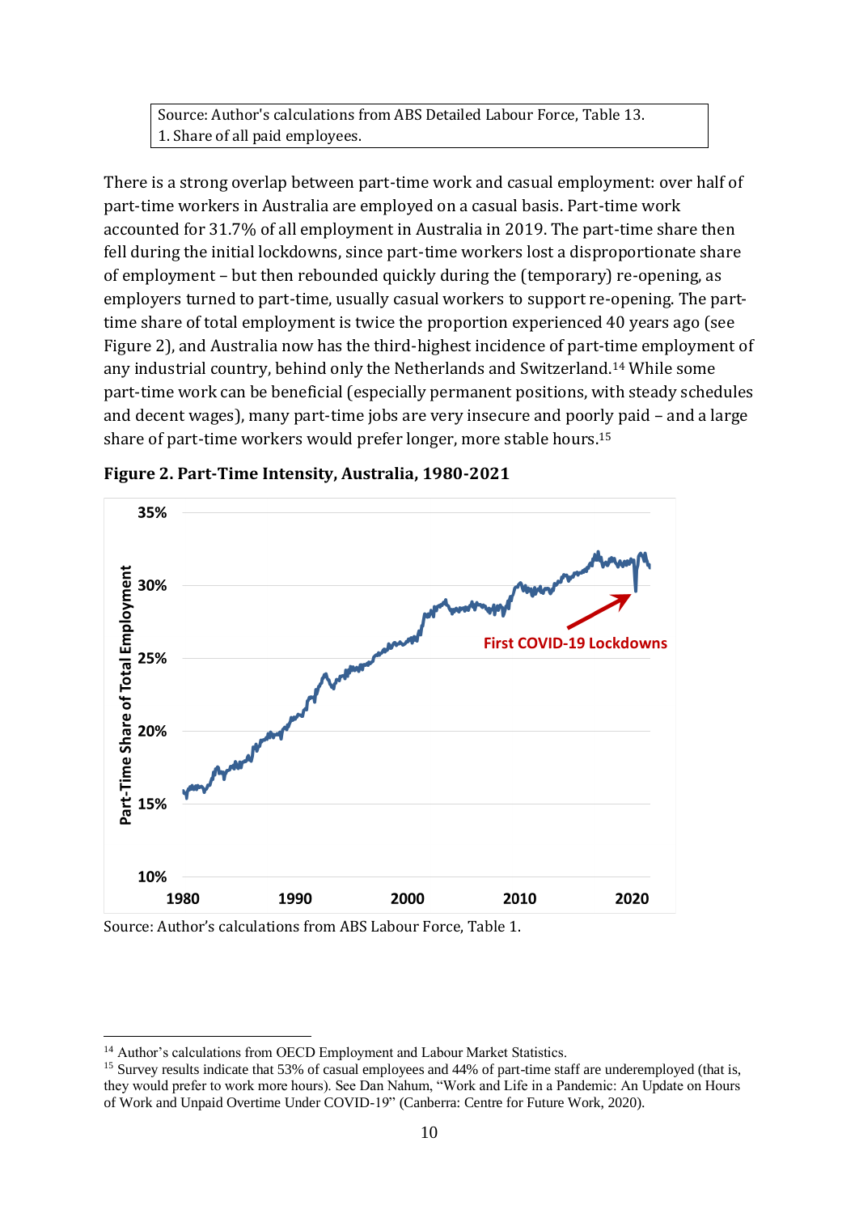Source: Author's calculations from ABS Detailed Labour Force, Table 13.
1. Share of all paid employees.

There is a strong overlap between part-time work and casual employment: over half of part-time workers in Australia are employed on a casual basis. Part-time work accounted for 31.7% of all employment in Australia in 2019. The part-time share then fell during the initial lockdowns, since part-time workers lost a disproportionate share of employment – but then rebounded quickly during the (temporary) re-opening, as employers turned to part-time, usually casual workers to support re-opening. The part-time share of total employment is twice the proportion experienced 40 years ago (see Figure 2), and Australia now has the third-highest incidence of part-time employment of any industrial country, behind only the Netherlands and Switzerland.[14] While some part-time work can be beneficial (especially permanent positions, with steady schedules and decent wages), many part-time jobs are very insecure and poorly paid – and a large share of part-time workers would prefer longer, more stable hours.[15]

**Figure 2. Part-Time Intensity, Australia, 1980-2021**

Source: Author's calculations from ABS Labour Force, Table 1.

[14] Author's calculations from OECD Employment and Labour Market Statistics.

[15] Survey results indicate that 53% of casual employees and 44% of part-time staff are underemployed (that is, they would prefer to work more hours). See Dan Nahum, "Work and Life in a Pandemic: An Update on Hours of Work and Unpaid Overtime Under COVID-19" (Canberra: Centre for Future Work, 2020).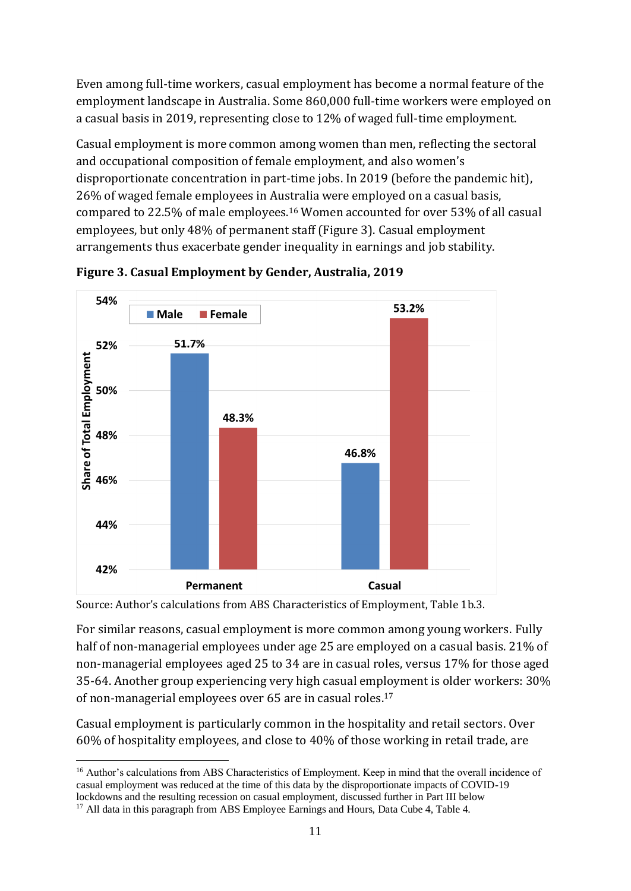Even among full-time workers, casual employment has become a normal feature of the employment landscape in Australia. Some 860,000 full-time workers were employed on a casual basis in 2019, representing close to 12% of waged full-time employment.

Casual employment is more common among women than men, reflecting the sectoral and occupational composition of female employment, and also women's disproportionate concentration in part-time jobs. In 2019 (before the pandemic hit), 26% of waged female employees in Australia were employed on a casual basis, compared to 22.5% of male employees.[16] Women accounted for over 53% of all casual employees, but only 48% of permanent staff (Figure 3). Casual employment arrangements thus exacerbate gender inequality in earnings and job stability.

**Figure 3. Casual Employment by Gender, Australia, 2019**

| Share of Total Employment | Male | Female |
|---|---|---|
| Permanent | 51.7% | 48.3% |
| Casual | 46.8% | 53.2% |

Source: Author's calculations from ABS Characteristics of Employment, Table 1b.3.

For similar reasons, casual employment is more common among young workers. Fully half of non-managerial employees under age 25 are employed on a casual basis. 21% of non-managerial employees aged 25 to 34 are in casual roles, versus 17% for those aged 35-64. Another group experiencing very high casual employment is older workers: 30% of non-managerial employees over 65 are in casual roles.[17]

Casual employment is particularly common in the hospitality and retail sectors. Over 60% of hospitality employees, and close to 40% of those working in retail trade, are

---

[16] Author's calculations from ABS Characteristics of Employment. Keep in mind that the overall incidence of casual employment was reduced at the time of this data by the disproportionate impacts of COVID-19 lockdowns and the resulting recession on casual employment, discussed further in Part III below

[17] All data in this paragraph from ABS Employee Earnings and Hours, Data Cube 4, Table 4.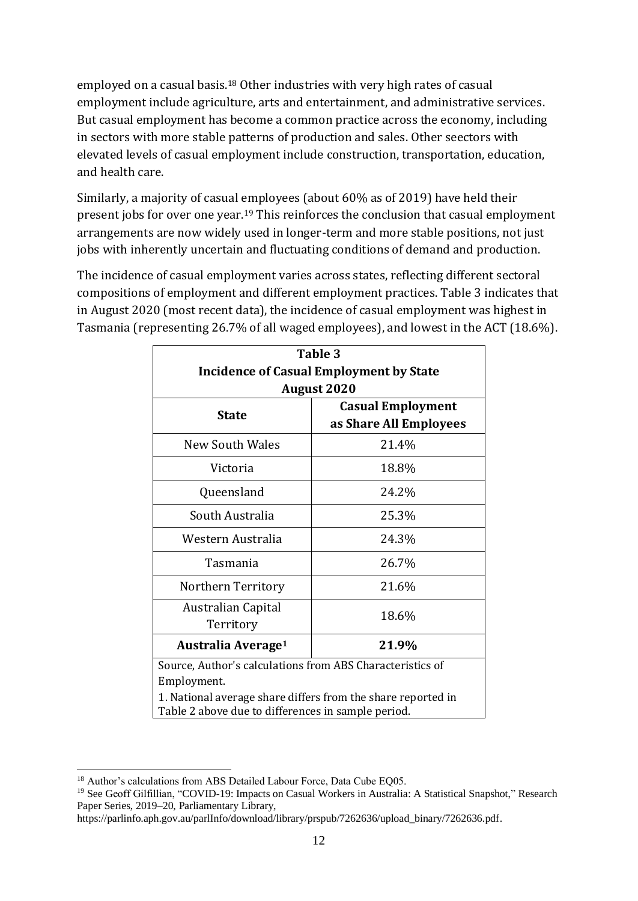employed on a casual basis.[18] Other industries with very high rates of casual employment include agriculture, arts and entertainment, and administrative services. But casual employment has become a common practice across the economy, including in sectors with more stable patterns of production and sales. Other seectors with elevated levels of casual employment include construction, transportation, education, and health care.

Similarly, a majority of casual employees (about 60% as of 2019) have held their present jobs for over one year.[19] This reinforces the conclusion that casual employment arrangements are now widely used in longer-term and more stable positions, not just jobs with inherently uncertain and fluctuating conditions of demand and production.

The incidence of casual employment varies across states, reflecting different sectoral compositions of employment and different employment practices. Table 3 indicates that in August 2020 (most recent data), the incidence of casual employment was highest in Tasmania (representing 26.7% of all waged employees), and lowest in the ACT (18.6%).

**Table 3**
**Incidence of Casual Employment by State**
**August 2020**

| State | Casual Employment as Share All Employees |
|---|---|
| New South Wales | 21.4% |
| Victoria | 18.8% |
| Queensland | 24.2% |
| South Australia | 25.3% |
| Western Australia | 24.3% |
| Tasmania | 26.7% |
| Northern Territory | 21.6% |
| Australian Capital Territory | 18.6% |
| **Australia Average[1]** | **21.9%** |

Source, Author's calculations from ABS Characteristics of Employment.

1. National average share differs from the share reported in Table 2 above due to differences in sample period.

[18] Author's calculations from ABS Detailed Labour Force, Data Cube EQ05.

[19] See Geoff Gilfillian, "COVID-19: Impacts on Casual Workers in Australia: A Statistical Snapshot," Research Paper Series, 2019–20, Parliamentary Library, https://parlinfo.aph.gov.au/parlInfo/download/library/prspub/7262636/upload_binary/7262636.pdf.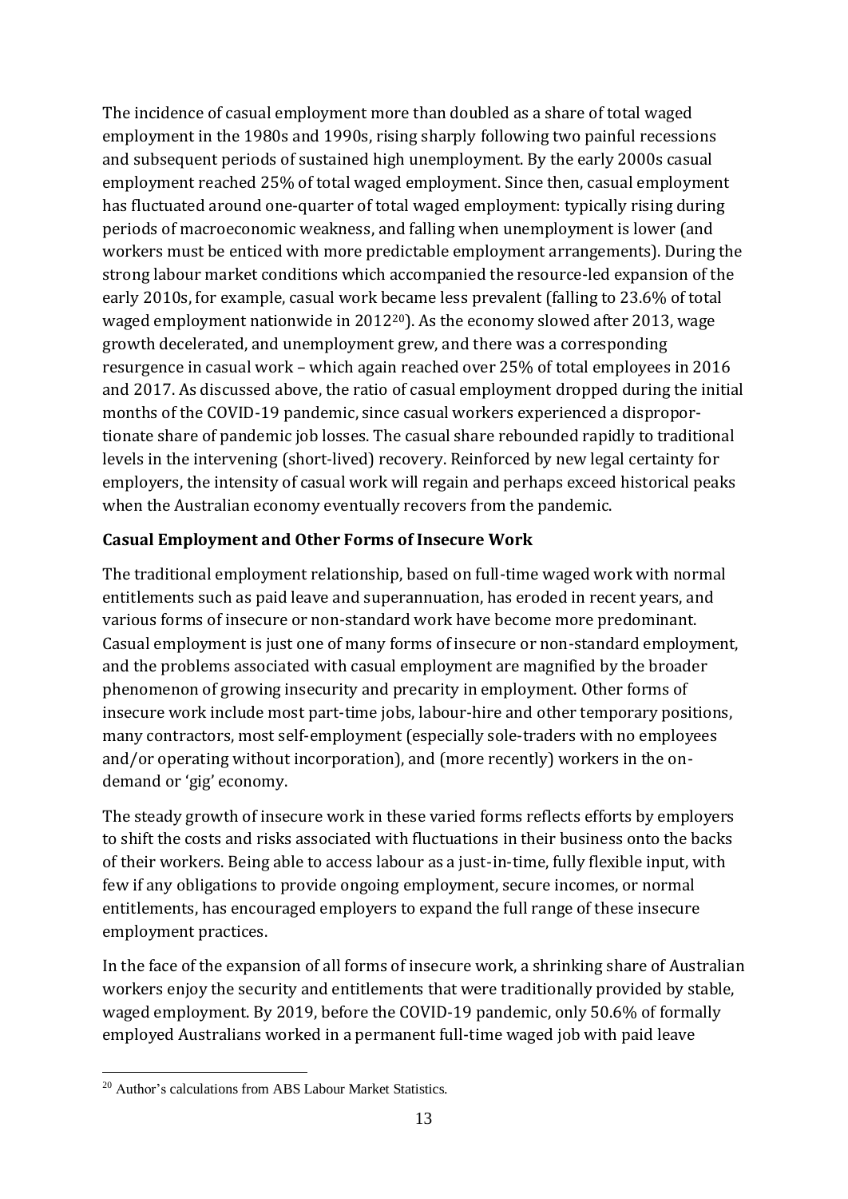The incidence of casual employment more than doubled as a share of total waged employment in the 1980s and 1990s, rising sharply following two painful recessions and subsequent periods of sustained high unemployment. By the early 2000s casual employment reached 25% of total waged employment. Since then, casual employment has fluctuated around one-quarter of total waged employment: typically rising during periods of macroeconomic weakness, and falling when unemployment is lower (and workers must be enticed with more predictable employment arrangements). During the strong labour market conditions which accompanied the resource-led expansion of the early 2010s, for example, casual work became less prevalent (falling to 23.6% of total waged employment nationwide in 2012[20]). As the economy slowed after 2013, wage growth decelerated, and unemployment grew, and there was a corresponding resurgence in casual work – which again reached over 25% of total employees in 2016 and 2017. As discussed above, the ratio of casual employment dropped during the initial months of the COVID-19 pandemic, since casual workers experienced a disproportionate share of pandemic job losses. The casual share rebounded rapidly to traditional levels in the intervening (short-lived) recovery. Reinforced by new legal certainty for employers, the intensity of casual work will regain and perhaps exceed historical peaks when the Australian economy eventually recovers from the pandemic.

**Casual Employment and Other Forms of Insecure Work**

The traditional employment relationship, based on full-time waged work with normal entitlements such as paid leave and superannuation, has eroded in recent years, and various forms of insecure or non-standard work have become more predominant. Casual employment is just one of many forms of insecure or non-standard employment, and the problems associated with casual employment are magnified by the broader phenomenon of growing insecurity and precarity in employment. Other forms of insecure work include most part-time jobs, labour-hire and other temporary positions, many contractors, most self-employment (especially sole-traders with no employees and/or operating without incorporation), and (more recently) workers in the on-demand or 'gig' economy.

The steady growth of insecure work in these varied forms reflects efforts by employers to shift the costs and risks associated with fluctuations in their business onto the backs of their workers. Being able to access labour as a just-in-time, fully flexible input, with few if any obligations to provide ongoing employment, secure incomes, or normal entitlements, has encouraged employers to expand the full range of these insecure employment practices.

In the face of the expansion of all forms of insecure work, a shrinking share of Australian workers enjoy the security and entitlements that were traditionally provided by stable, waged employment. By 2019, before the COVID-19 pandemic, only 50.6% of formally employed Australians worked in a permanent full-time waged job with paid leave

[20] Author's calculations from ABS Labour Market Statistics.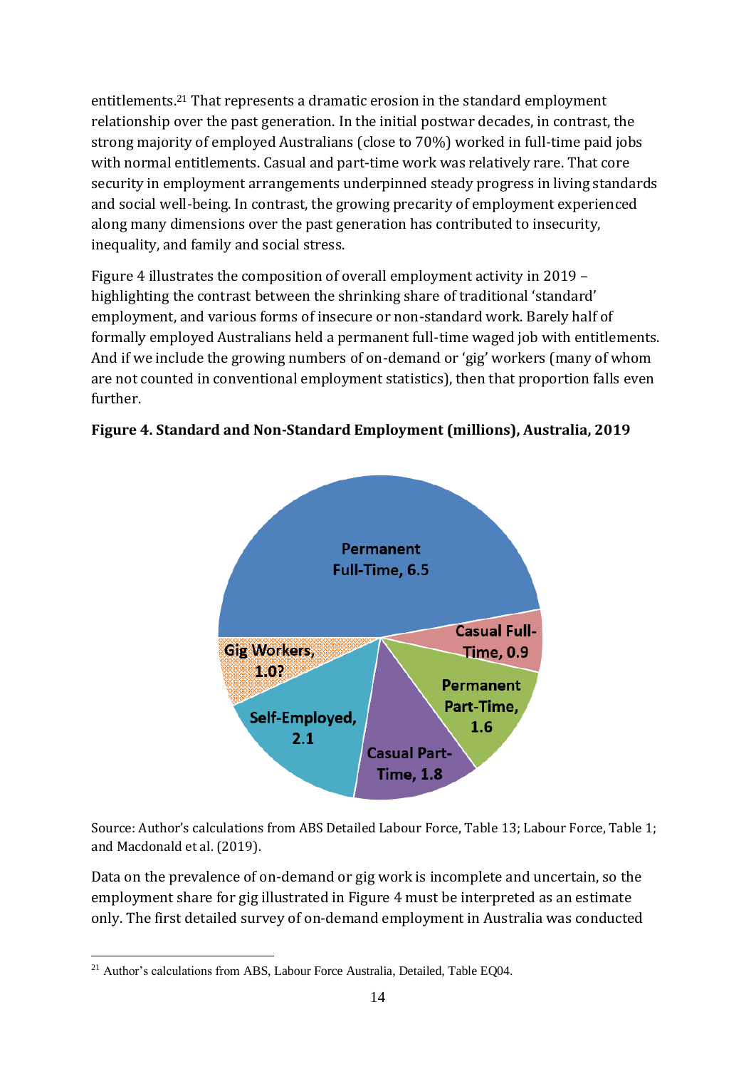entitlements.[21] That represents a dramatic erosion in the standard employment relationship over the past generation. In the initial postwar decades, in contrast, the strong majority of employed Australians (close to 70%) worked in full-time paid jobs with normal entitlements. Casual and part-time work was relatively rare. That core security in employment arrangements underpinned steady progress in living standards and social well-being. In contrast, the growing precarity of employment experienced along many dimensions over the past generation has contributed to insecurity, inequality, and family and social stress.

Figure 4 illustrates the composition of overall employment activity in 2019 – highlighting the contrast between the shrinking share of traditional 'standard' employment, and various forms of insecure or non-standard work. Barely half of formally employed Australians held a permanent full-time waged job with entitlements. And if we include the growing numbers of on-demand or 'gig' workers (many of whom are not counted in conventional employment statistics), then that proportion falls even further.

**Figure 4. Standard and Non-Standard Employment (millions), Australia, 2019**

| Category | Millions |
|---|---|
| Permanent Full-Time | 6.5 |
| Casual Full-Time | 0.9 |
| Permanent Part-Time | 1.6 |
| Casual Part-Time | 1.8 |
| Self-Employed | 2.1 |
| Gig Workers | 1.0? |

Source: Author's calculations from ABS Detailed Labour Force, Table 13; Labour Force, Table 1; and Macdonald et al. (2019).

Data on the prevalence of on-demand or gig work is incomplete and uncertain, so the employment share for gig illustrated in Figure 4 must be interpreted as an estimate only. The first detailed survey of on-demand employment in Australia was conducted

[21] Author's calculations from ABS, Labour Force Australia, Detailed, Table EQ04.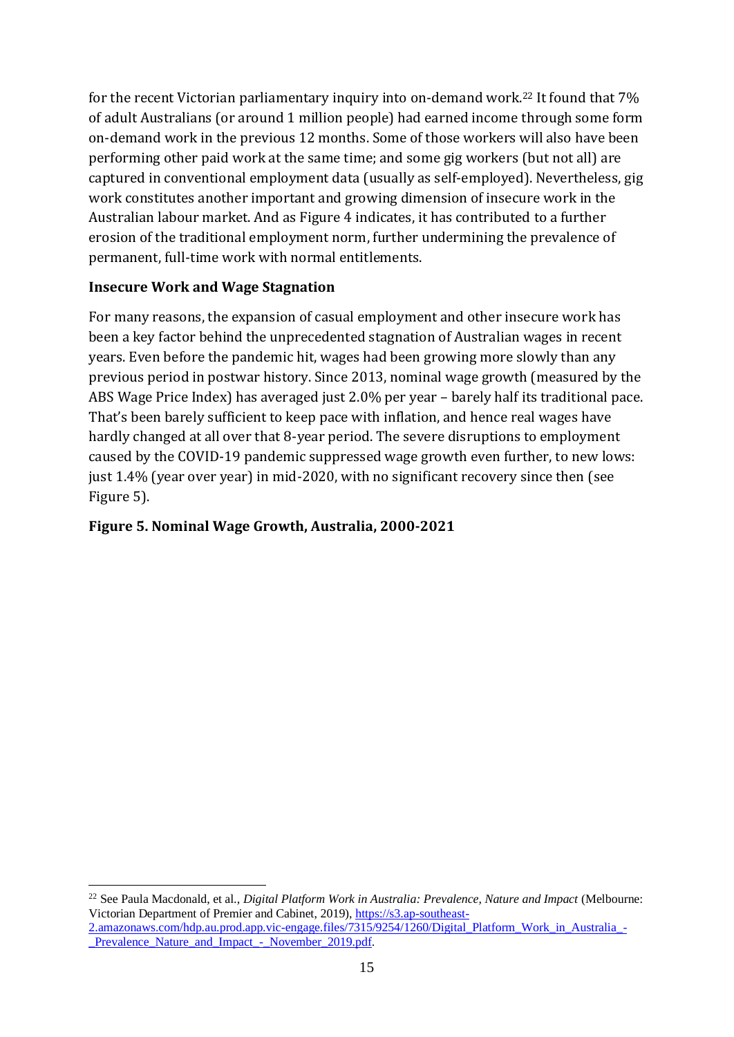for the recent Victorian parliamentary inquiry into on-demand work.[22] It found that 7% of adult Australians (or around 1 million people) had earned income through some form on-demand work in the previous 12 months. Some of those workers will also have been performing other paid work at the same time; and some gig workers (but not all) are captured in conventional employment data (usually as self-employed). Nevertheless, gig work constitutes another important and growing dimension of insecure work in the Australian labour market. And as Figure 4 indicates, it has contributed to a further erosion of the traditional employment norm, further undermining the prevalence of permanent, full-time work with normal entitlements.

**Insecure Work and Wage Stagnation**

For many reasons, the expansion of casual employment and other insecure work has been a key factor behind the unprecedented stagnation of Australian wages in recent years. Even before the pandemic hit, wages had been growing more slowly than any previous period in postwar history. Since 2013, nominal wage growth (measured by the ABS Wage Price Index) has averaged just 2.0% per year – barely half its traditional pace. That's been barely sufficient to keep pace with inflation, and hence real wages have hardly changed at all over that 8-year period. The severe disruptions to employment caused by the COVID-19 pandemic suppressed wage growth even further, to new lows: just 1.4% (year over year) in mid-2020, with no significant recovery since then (see Figure 5).

**Figure 5. Nominal Wage Growth, Australia, 2000-2021**

[22] See Paula Macdonald, et al., *Digital Platform Work in Australia: Prevalence, Nature and Impact* (Melbourne: Victorian Department of Premier and Cabinet, 2019), https://s3.ap-southeast-2.amazonaws.com/hdp.au.prod.app.vic-engage.files/7315/9254/1260/Digital_Platform_Work_in_Australia_-_Prevalence_Nature_and_Impact_-_November_2019.pdf.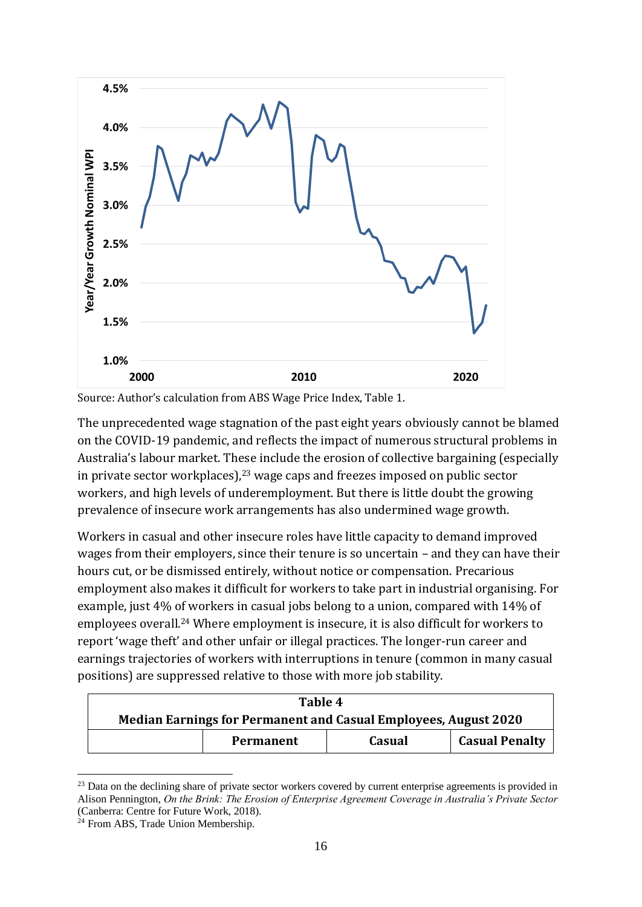Source: Author's calculation from ABS Wage Price Index, Table 1.

The unprecedented wage stagnation of the past eight years obviously cannot be blamed on the COVID-19 pandemic, and reflects the impact of numerous structural problems in Australia's labour market. These include the erosion of collective bargaining (especially in private sector workplaces),[23] wage caps and freezes imposed on public sector workers, and high levels of underemployment. But there is little doubt the growing prevalence of insecure work arrangements has also undermined wage growth.

Workers in casual and other insecure roles have little capacity to demand improved wages from their employers, since their tenure is so uncertain – and they can have their hours cut, or be dismissed entirely, without notice or compensation. Precarious employment also makes it difficult for workers to take part in industrial organising. For example, just 4% of workers in casual jobs belong to a union, compared with 14% of employees overall.[24] Where employment is insecure, it is also difficult for workers to report 'wage theft' and other unfair or illegal practices. The longer-run career and earnings trajectories of workers with interruptions in tenure (common in many casual positions) are suppressed relative to those with more job stability.

**Table 4**
**Median Earnings for Permanent and Casual Employees, August 2020**

| | Permanent | Casual | Casual Penalty |
|---|---|---|---|

[23] Data on the declining share of private sector workers covered by current enterprise agreements is provided in Alison Pennington, *On the Brink: The Erosion of Enterprise Agreement Coverage in Australia's Private Sector* (Canberra: Centre for Future Work, 2018).

[24] From ABS, Trade Union Membership.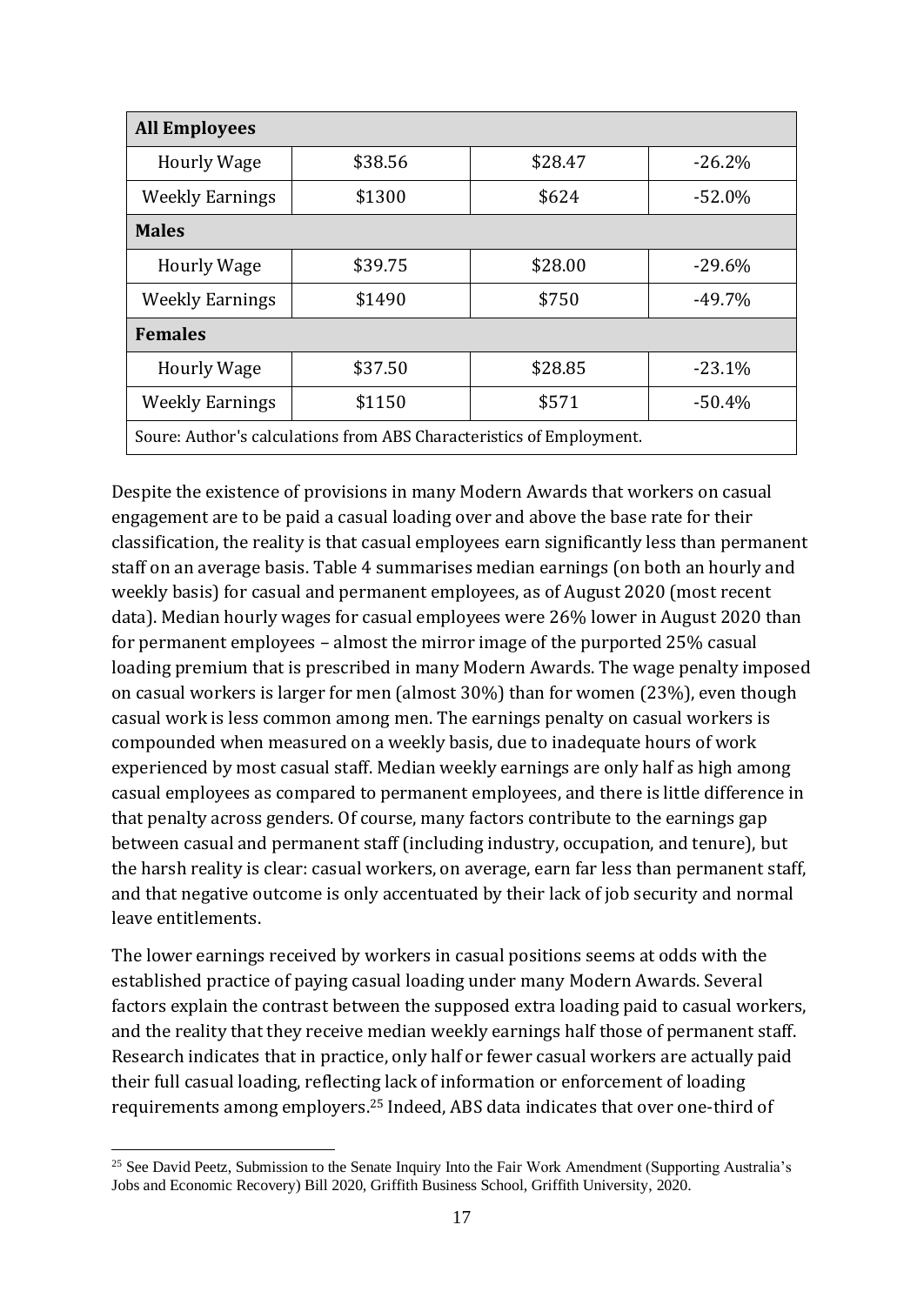| All Employees | | | |
|---|---|---|---|
| Hourly Wage | $38.56 | $28.47 | -26.2% |
| Weekly Earnings | $1300 | $624 | -52.0% |
| **Males** | | | |
| Hourly Wage | $39.75 | $28.00 | -29.6% |
| Weekly Earnings | $1490 | $750 | -49.7% |
| **Females** | | | |
| Hourly Wage | $37.50 | $28.85 | -23.1% |
| Weekly Earnings | $1150 | $571 | -50.4% |
| Soure: Author's calculations from ABS Characteristics of Employment. | | | |

Despite the existence of provisions in many Modern Awards that workers on casual engagement are to be paid a casual loading over and above the base rate for their classification, the reality is that casual employees earn significantly less than permanent staff on an average basis. Table 4 summarises median earnings (on both an hourly and weekly basis) for casual and permanent employees, as of August 2020 (most recent data). Median hourly wages for casual employees were 26% lower in August 2020 than for permanent employees – almost the mirror image of the purported 25% casual loading premium that is prescribed in many Modern Awards. The wage penalty imposed on casual workers is larger for men (almost 30%) than for women (23%), even though casual work is less common among men. The earnings penalty on casual workers is compounded when measured on a weekly basis, due to inadequate hours of work experienced by most casual staff. Median weekly earnings are only half as high among casual employees as compared to permanent employees, and there is little difference in that penalty across genders. Of course, many factors contribute to the earnings gap between casual and permanent staff (including industry, occupation, and tenure), but the harsh reality is clear: casual workers, on average, earn far less than permanent staff, and that negative outcome is only accentuated by their lack of job security and normal leave entitlements.

The lower earnings received by workers in casual positions seems at odds with the established practice of paying casual loading under many Modern Awards. Several factors explain the contrast between the supposed extra loading paid to casual workers, and the reality that they receive median weekly earnings half those of permanent staff. Research indicates that in practice, only half or fewer casual workers are actually paid their full casual loading, reflecting lack of information or enforcement of loading requirements among employers.[25] Indeed, ABS data indicates that over one-third of

[25] See David Peetz, Submission to the Senate Inquiry Into the Fair Work Amendment (Supporting Australia's Jobs and Economic Recovery) Bill 2020, Griffith Business School, Griffith University, 2020.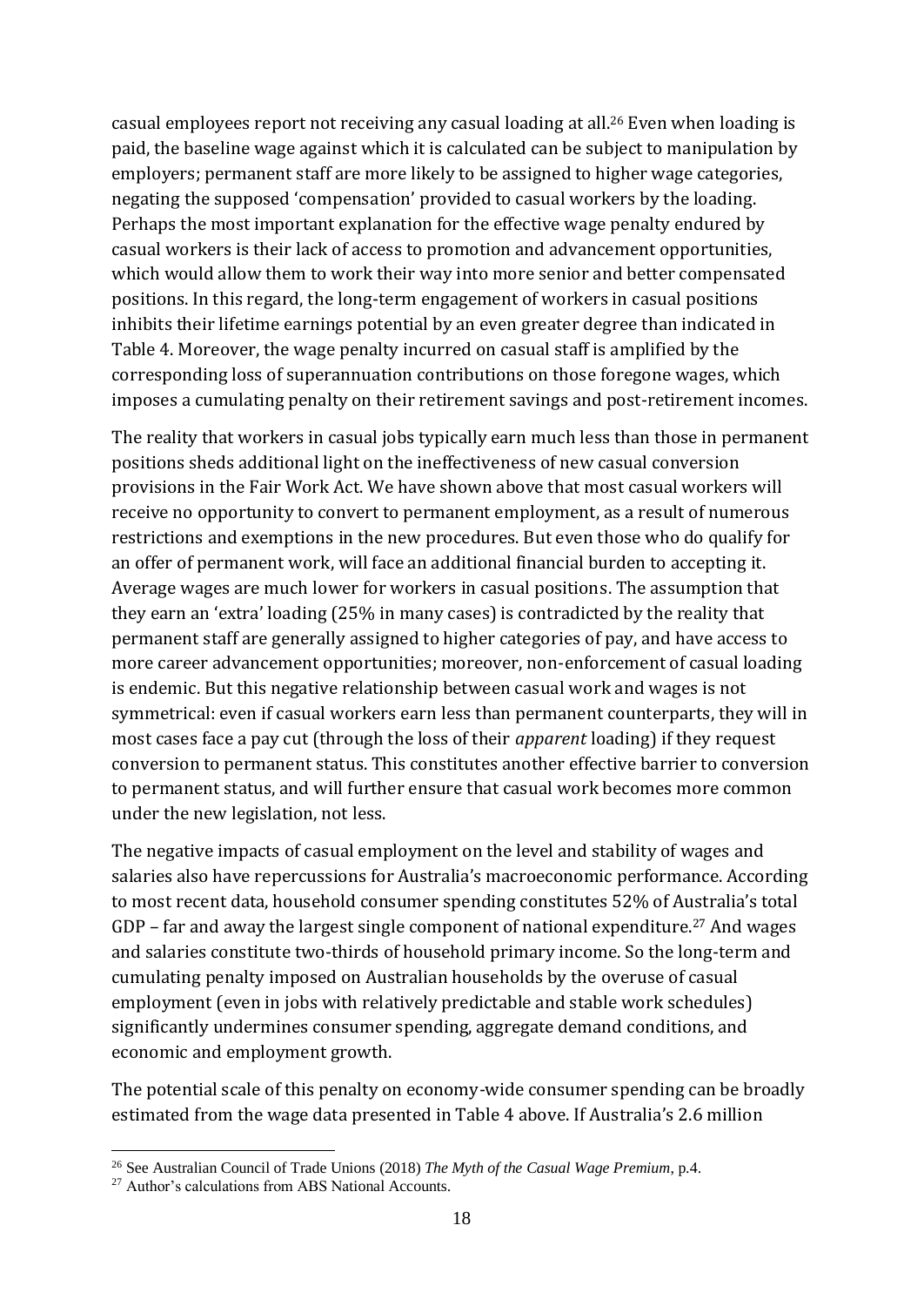casual employees report not receiving any casual loading at all.[26] Even when loading is paid, the baseline wage against which it is calculated can be subject to manipulation by employers; permanent staff are more likely to be assigned to higher wage categories, negating the supposed 'compensation' provided to casual workers by the loading. Perhaps the most important explanation for the effective wage penalty endured by casual workers is their lack of access to promotion and advancement opportunities, which would allow them to work their way into more senior and better compensated positions. In this regard, the long-term engagement of workers in casual positions inhibits their lifetime earnings potential by an even greater degree than indicated in Table 4. Moreover, the wage penalty incurred on casual staff is amplified by the corresponding loss of superannuation contributions on those foregone wages, which imposes a cumulating penalty on their retirement savings and post-retirement incomes.

The reality that workers in casual jobs typically earn much less than those in permanent positions sheds additional light on the ineffectiveness of new casual conversion provisions in the Fair Work Act. We have shown above that most casual workers will receive no opportunity to convert to permanent employment, as a result of numerous restrictions and exemptions in the new procedures. But even those who do qualify for an offer of permanent work, will face an additional financial burden to accepting it. Average wages are much lower for workers in casual positions. The assumption that they earn an 'extra' loading (25% in many cases) is contradicted by the reality that permanent staff are generally assigned to higher categories of pay, and have access to more career advancement opportunities; moreover, non-enforcement of casual loading is endemic. But this negative relationship between casual work and wages is not symmetrical: even if casual workers earn less than permanent counterparts, they will in most cases face a pay cut (through the loss of their *apparent* loading) if they request conversion to permanent status. This constitutes another effective barrier to conversion to permanent status, and will further ensure that casual work becomes more common under the new legislation, not less.

The negative impacts of casual employment on the level and stability of wages and salaries also have repercussions for Australia's macroeconomic performance. According to most recent data, household consumer spending constitutes 52% of Australia's total GDP – far and away the largest single component of national expenditure.[27] And wages and salaries constitute two-thirds of household primary income. So the long-term and cumulating penalty imposed on Australian households by the overuse of casual employment (even in jobs with relatively predictable and stable work schedules) significantly undermines consumer spending, aggregate demand conditions, and economic and employment growth.

The potential scale of this penalty on economy-wide consumer spending can be broadly estimated from the wage data presented in Table 4 above. If Australia's 2.6 million

---

[26] See Australian Council of Trade Unions (2018) *The Myth of the Casual Wage Premium*, p.4.

[27] Author's calculations from ABS National Accounts.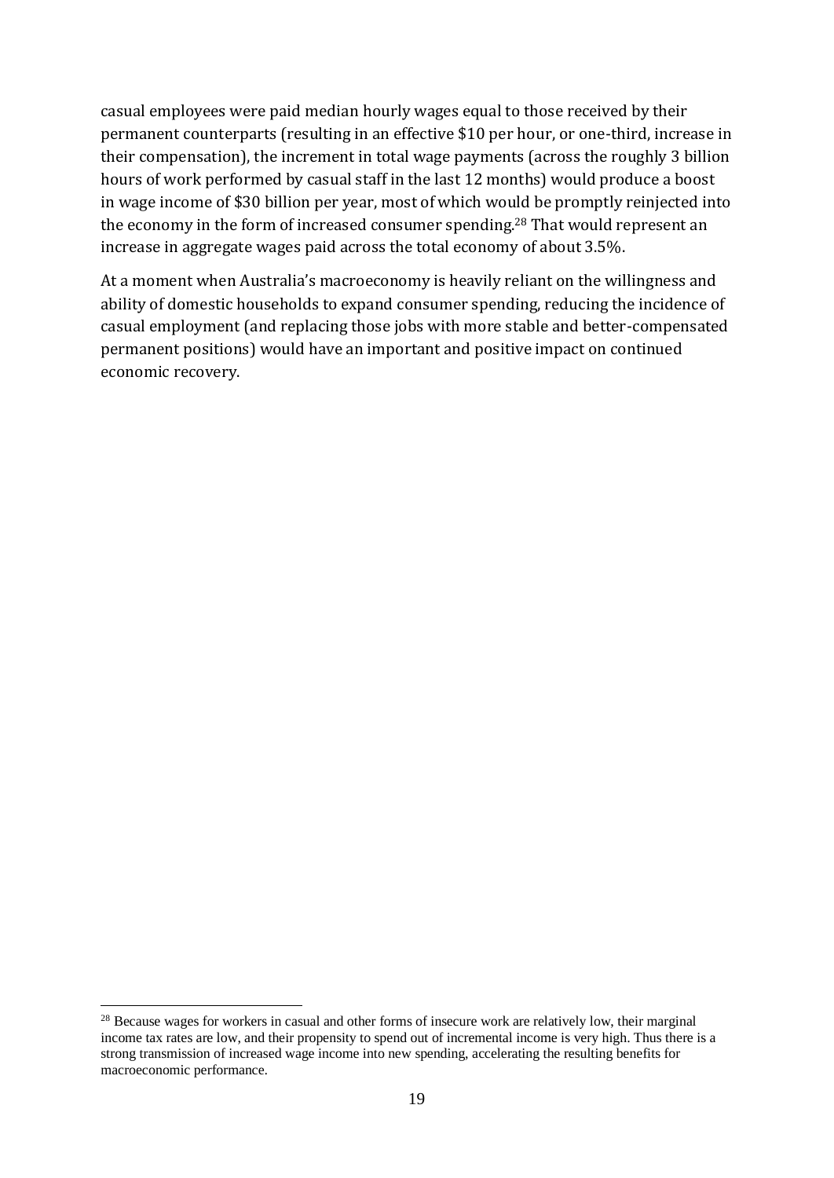casual employees were paid median hourly wages equal to those received by their permanent counterparts (resulting in an effective $10 per hour, or one-third, increase in their compensation), the increment in total wage payments (across the roughly 3 billion hours of work performed by casual staff in the last 12 months) would produce a boost in wage income of $30 billion per year, most of which would be promptly reinjected into the economy in the form of increased consumer spending.[28] That would represent an increase in aggregate wages paid across the total economy of about 3.5%.

At a moment when Australia's macroeconomy is heavily reliant on the willingness and ability of domestic households to expand consumer spending, reducing the incidence of casual employment (and replacing those jobs with more stable and better-compensated permanent positions) would have an important and positive impact on continued economic recovery.

[28] Because wages for workers in casual and other forms of insecure work are relatively low, their marginal income tax rates are low, and their propensity to spend out of incremental income is very high. Thus there is a strong transmission of increased wage income into new spending, accelerating the resulting benefits for macroeconomic performance.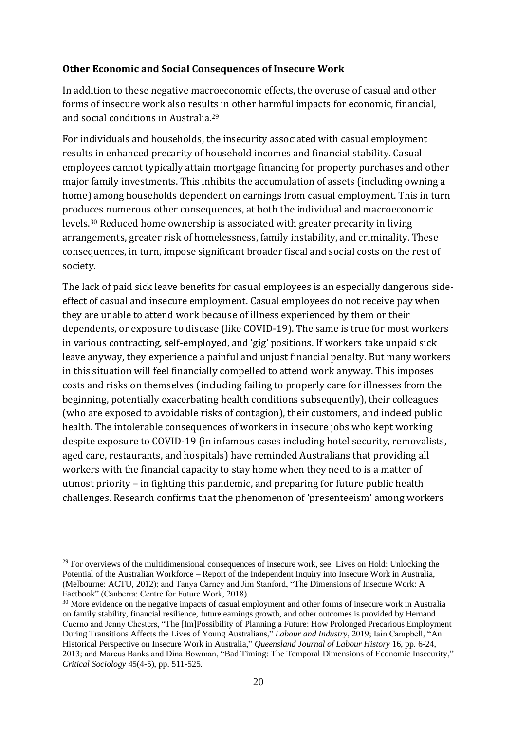**Other Economic and Social Consequences of Insecure Work**

In addition to these negative macroeconomic effects, the overuse of casual and other forms of insecure work also results in other harmful impacts for economic, financial, and social conditions in Australia.[29]

For individuals and households, the insecurity associated with casual employment results in enhanced precarity of household incomes and financial stability. Casual employees cannot typically attain mortgage financing for property purchases and other major family investments. This inhibits the accumulation of assets (including owning a home) among households dependent on earnings from casual employment. This in turn produces numerous other consequences, at both the individual and macroeconomic levels.[30] Reduced home ownership is associated with greater precarity in living arrangements, greater risk of homelessness, family instability, and criminality. These consequences, in turn, impose significant broader fiscal and social costs on the rest of society.

The lack of paid sick leave benefits for casual employees is an especially dangerous side-effect of casual and insecure employment. Casual employees do not receive pay when they are unable to attend work because of illness experienced by them or their dependents, or exposure to disease (like COVID-19). The same is true for most workers in various contracting, self-employed, and 'gig' positions. If workers take unpaid sick leave anyway, they experience a painful and unjust financial penalty. But many workers in this situation will feel financially compelled to attend work anyway. This imposes costs and risks on themselves (including failing to properly care for illnesses from the beginning, potentially exacerbating health conditions subsequently), their colleagues (who are exposed to avoidable risks of contagion), their customers, and indeed public health. The intolerable consequences of workers in insecure jobs who kept working despite exposure to COVID-19 (in infamous cases including hotel security, removalists, aged care, restaurants, and hospitals) have reminded Australians that providing all workers with the financial capacity to stay home when they need to is a matter of utmost priority – in fighting this pandemic, and preparing for future public health challenges. Research confirms that the phenomenon of 'presenteeism' among workers

---

[29] For overviews of the multidimensional consequences of insecure work, see: Lives on Hold: Unlocking the Potential of the Australian Workforce – Report of the Independent Inquiry into Insecure Work in Australia, (Melbourne: ACTU, 2012); and Tanya Carney and Jim Stanford, "The Dimensions of Insecure Work: A Factbook" (Canberra: Centre for Future Work, 2018).

[30] More evidence on the negative impacts of casual employment and other forms of insecure work in Australia on family stability, financial resilience, future earnings growth, and other outcomes is provided by Hernand Cuerno and Jenny Chesters, "The [Im]Possibility of Planning a Future: How Prolonged Precarious Employment During Transitions Affects the Lives of Young Australians," *Labour and Industry*, 2019; Iain Campbell, "An Historical Perspective on Insecure Work in Australia," *Queensland Journal of Labour History* 16, pp. 6-24, 2013; and Marcus Banks and Dina Bowman, "Bad Timing: The Temporal Dimensions of Economic Insecurity," *Critical Sociology* 45(4-5), pp. 511-525.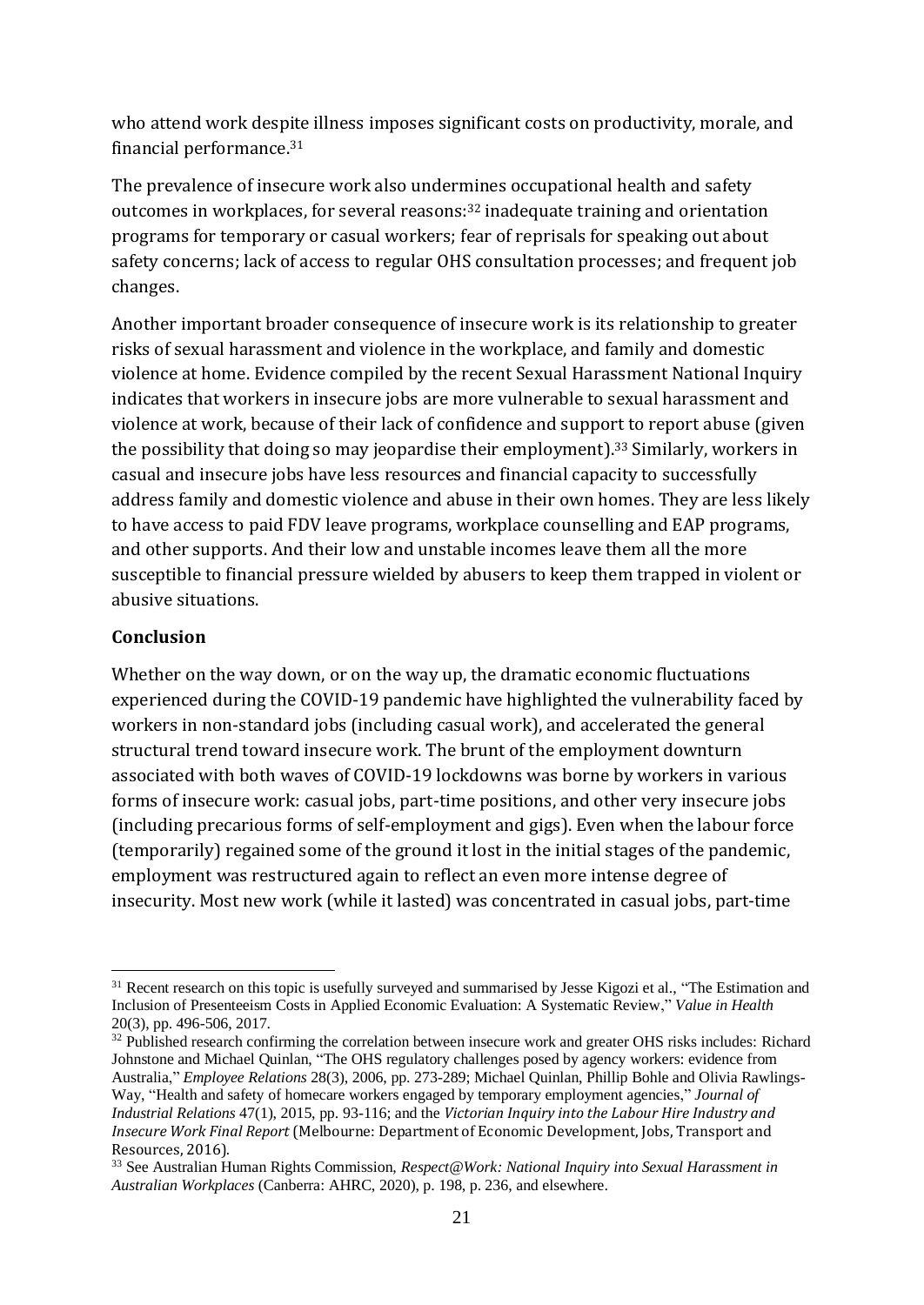who attend work despite illness imposes significant costs on productivity, morale, and financial performance.[31]

The prevalence of insecure work also undermines occupational health and safety outcomes in workplaces, for several reasons:[32] inadequate training and orientation programs for temporary or casual workers; fear of reprisals for speaking out about safety concerns; lack of access to regular OHS consultation processes; and frequent job changes.

Another important broader consequence of insecure work is its relationship to greater risks of sexual harassment and violence in the workplace, and family and domestic violence at home. Evidence compiled by the recent Sexual Harassment National Inquiry indicates that workers in insecure jobs are more vulnerable to sexual harassment and violence at work, because of their lack of confidence and support to report abuse (given the possibility that doing so may jeopardise their employment).[33] Similarly, workers in casual and insecure jobs have less resources and financial capacity to successfully address family and domestic violence and abuse in their own homes. They are less likely to have access to paid FDV leave programs, workplace counselling and EAP programs, and other supports. And their low and unstable incomes leave them all the more susceptible to financial pressure wielded by abusers to keep them trapped in violent or abusive situations.

**Conclusion**

Whether on the way down, or on the way up, the dramatic economic fluctuations experienced during the COVID-19 pandemic have highlighted the vulnerability faced by workers in non-standard jobs (including casual work), and accelerated the general structural trend toward insecure work. The brunt of the employment downturn associated with both waves of COVID-19 lockdowns was borne by workers in various forms of insecure work: casual jobs, part-time positions, and other very insecure jobs (including precarious forms of self-employment and gigs). Even when the labour force (temporarily) regained some of the ground it lost in the initial stages of the pandemic, employment was restructured again to reflect an even more intense degree of insecurity. Most new work (while it lasted) was concentrated in casual jobs, part-time

---

[31] Recent research on this topic is usefully surveyed and summarised by Jesse Kigozi et al., "The Estimation and Inclusion of Presenteeism Costs in Applied Economic Evaluation: A Systematic Review," *Value in Health* 20(3), pp. 496-506, 2017.

[32] Published research confirming the correlation between insecure work and greater OHS risks includes: Richard Johnstone and Michael Quinlan, "The OHS regulatory challenges posed by agency workers: evidence from Australia," *Employee Relations* 28(3), 2006, pp. 273-289; Michael Quinlan, Phillip Bohle and Olivia Rawlings-Way, "Health and safety of homecare workers engaged by temporary employment agencies," *Journal of Industrial Relations* 47(1), 2015, pp. 93-116; and the *Victorian Inquiry into the Labour Hire Industry and Insecure Work Final Report* (Melbourne: Department of Economic Development, Jobs, Transport and Resources, 2016).

[33] See Australian Human Rights Commission, *Respect@Work: National Inquiry into Sexual Harassment in Australian Workplaces* (Canberra: AHRC, 2020), p. 198, p. 236, and elsewhere.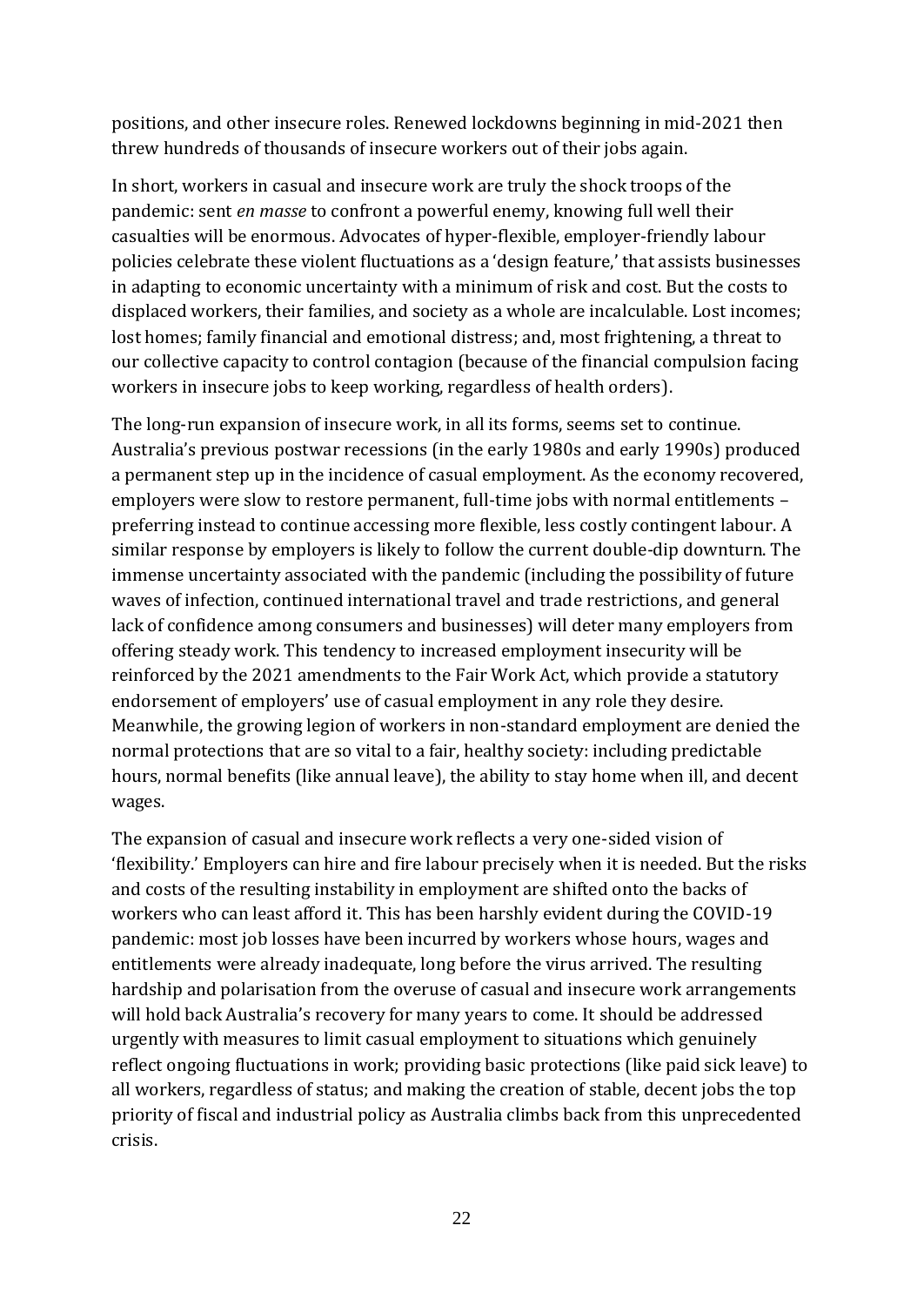positions, and other insecure roles. Renewed lockdowns beginning in mid-2021 then threw hundreds of thousands of insecure workers out of their jobs again.

In short, workers in casual and insecure work are truly the shock troops of the pandemic: sent *en masse* to confront a powerful enemy, knowing full well their casualties will be enormous. Advocates of hyper-flexible, employer-friendly labour policies celebrate these violent fluctuations as a 'design feature,' that assists businesses in adapting to economic uncertainty with a minimum of risk and cost. But the costs to displaced workers, their families, and society as a whole are incalculable. Lost incomes; lost homes; family financial and emotional distress; and, most frightening, a threat to our collective capacity to control contagion (because of the financial compulsion facing workers in insecure jobs to keep working, regardless of health orders).

The long-run expansion of insecure work, in all its forms, seems set to continue. Australia's previous postwar recessions (in the early 1980s and early 1990s) produced a permanent step up in the incidence of casual employment. As the economy recovered, employers were slow to restore permanent, full-time jobs with normal entitlements – preferring instead to continue accessing more flexible, less costly contingent labour. A similar response by employers is likely to follow the current double-dip downturn. The immense uncertainty associated with the pandemic (including the possibility of future waves of infection, continued international travel and trade restrictions, and general lack of confidence among consumers and businesses) will deter many employers from offering steady work. This tendency to increased employment insecurity will be reinforced by the 2021 amendments to the Fair Work Act, which provide a statutory endorsement of employers' use of casual employment in any role they desire. Meanwhile, the growing legion of workers in non-standard employment are denied the normal protections that are so vital to a fair, healthy society: including predictable hours, normal benefits (like annual leave), the ability to stay home when ill, and decent wages.

The expansion of casual and insecure work reflects a very one-sided vision of 'flexibility.' Employers can hire and fire labour precisely when it is needed. But the risks and costs of the resulting instability in employment are shifted onto the backs of workers who can least afford it. This has been harshly evident during the COVID-19 pandemic: most job losses have been incurred by workers whose hours, wages and entitlements were already inadequate, long before the virus arrived. The resulting hardship and polarisation from the overuse of casual and insecure work arrangements will hold back Australia's recovery for many years to come. It should be addressed urgently with measures to limit casual employment to situations which genuinely reflect ongoing fluctuations in work; providing basic protections (like paid sick leave) to all workers, regardless of status; and making the creation of stable, decent jobs the top priority of fiscal and industrial policy as Australia climbs back from this unprecedented crisis.